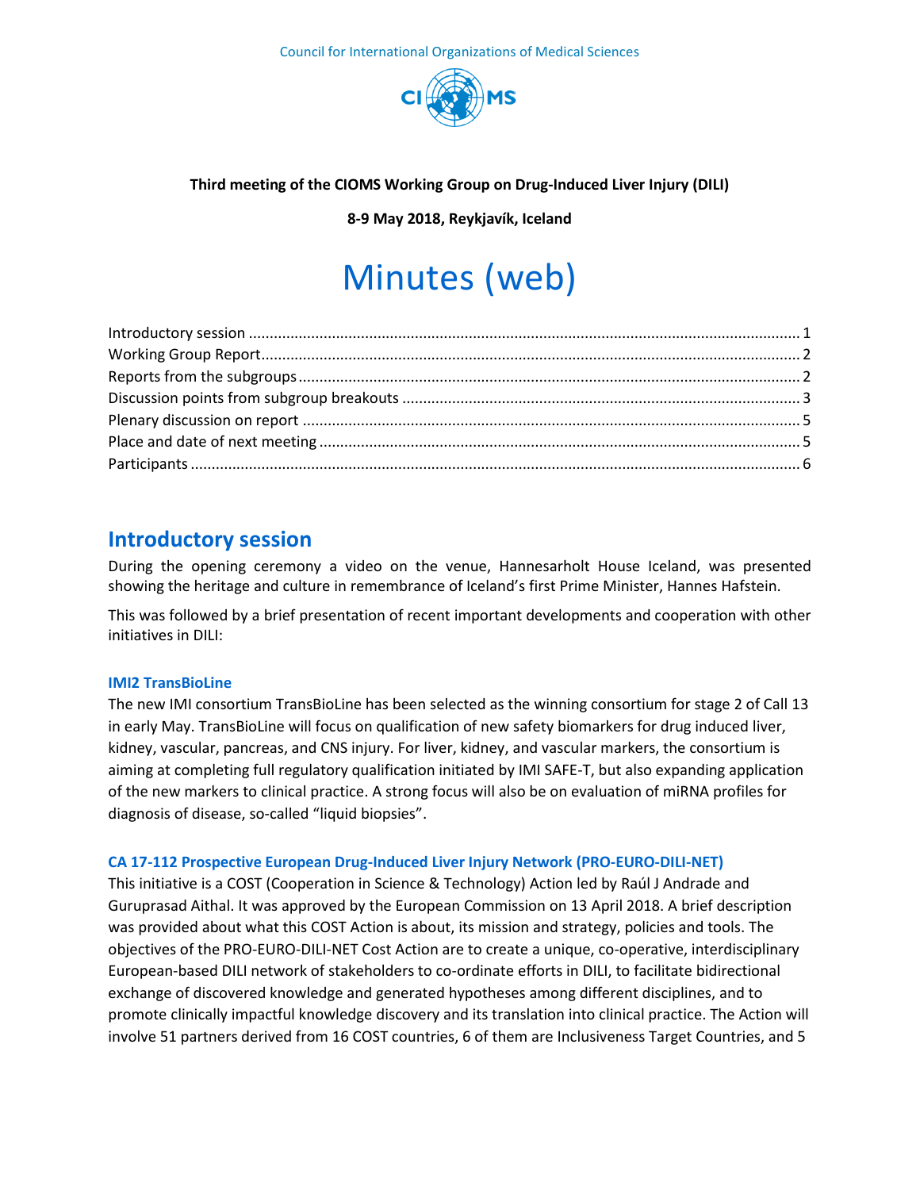Council for International Organizations of Medical Sciences

**Third meeting of the CIOMS Working Group on Drug-Induced Liver Injury (DILI)**

**8-9 May 2018, Reykjavík, Iceland**

# Minutes (web)

- Introductory session ..... 1
- Working Group Report ..... 2
- Reports from the subgroups ..... 2
- Discussion points from subgroup breakouts ..... 3
- Plenary discussion on report ..... 5
- Place and date of next meeting ..... 5
- Participants ..... 6

## Introductory session

During the opening ceremony a video on the venue, Hannesarholt House Iceland, was presented showing the heritage and culture in remembrance of Iceland's first Prime Minister, Hannes Hafstein.

This was followed by a brief presentation of recent important developments and cooperation with other initiatives in DILI:

### IMI2 TransBioLine

The new IMI consortium TransBioLine has been selected as the winning consortium for stage 2 of Call 13 in early May. TransBioLine will focus on qualification of new safety biomarkers for drug induced liver, kidney, vascular, pancreas, and CNS injury. For liver, kidney, and vascular markers, the consortium is aiming at completing full regulatory qualification initiated by IMI SAFE-T, but also expanding application of the new markers to clinical practice. A strong focus will also be on evaluation of miRNA profiles for diagnosis of disease, so-called "liquid biopsies".

### CA 17-112 Prospective European Drug-Induced Liver Injury Network (PRO-EURO-DILI-NET)

This initiative is a COST (Cooperation in Science & Technology) Action led by Raúl J Andrade and Guruprasad Aithal. It was approved by the European Commission on 13 April 2018. A brief description was provided about what this COST Action is about, its mission and strategy, policies and tools. The objectives of the PRO-EURO-DILI-NET Cost Action are to create a unique, co-operative, interdisciplinary European-based DILI network of stakeholders to co-ordinate efforts in DILI, to facilitate bidirectional exchange of discovered knowledge and generated hypotheses among different disciplines, and to promote clinically impactful knowledge discovery and its translation into clinical practice. The Action will involve 51 partners derived from 16 COST countries, 6 of them are Inclusiveness Target Countries, and 5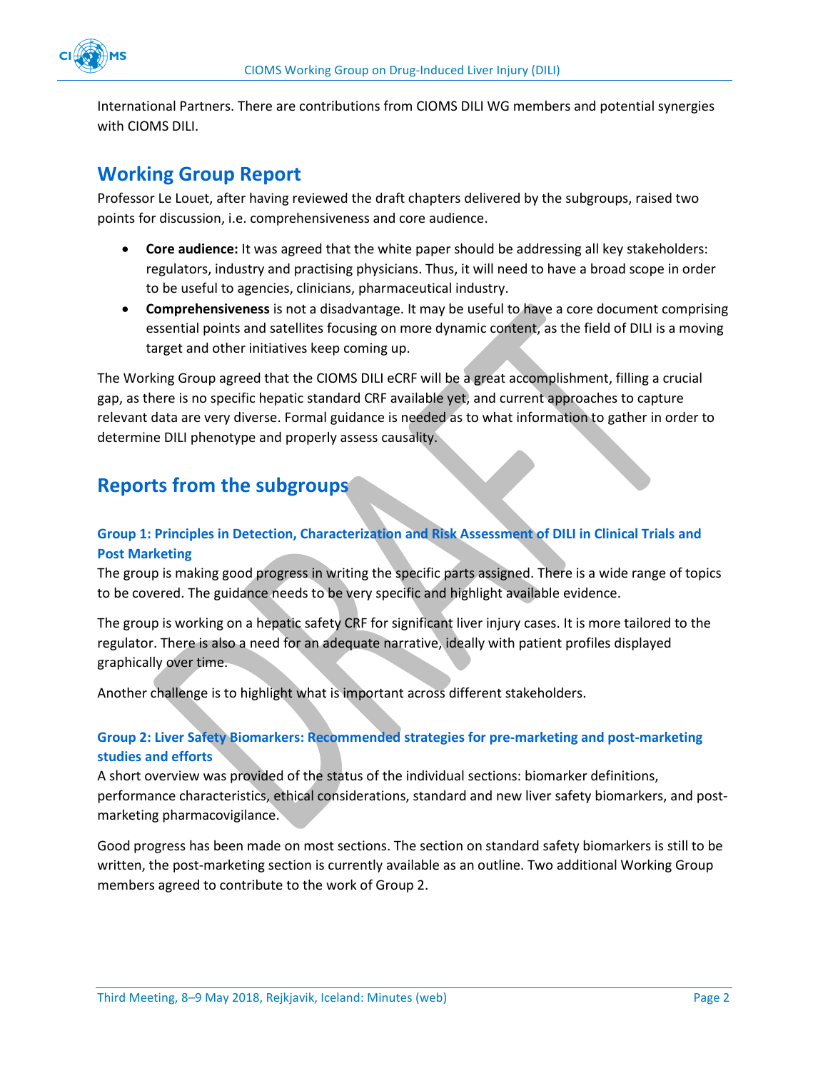International Partners. There are contributions from CIOMS DILI WG members and potential synergies with CIOMS DILI.

## Working Group Report

Professor Le Louet, after having reviewed the draft chapters delivered by the subgroups, raised two points for discussion, i.e. comprehensiveness and core audience.

- **Core audience:** It was agreed that the white paper should be addressing all key stakeholders: regulators, industry and practising physicians. Thus, it will need to have a broad scope in order to be useful to agencies, clinicians, pharmaceutical industry.
- **Comprehensiveness** is not a disadvantage. It may be useful to have a core document comprising essential points and satellites focusing on more dynamic content, as the field of DILI is a moving target and other initiatives keep coming up.

The Working Group agreed that the CIOMS DILI eCRF will be a great accomplishment, filling a crucial gap, as there is no specific hepatic standard CRF available yet, and current approaches to capture relevant data are very diverse. Formal guidance is needed as to what information to gather in order to determine DILI phenotype and properly assess causality.

## Reports from the subgroups

### Group 1: Principles in Detection, Characterization and Risk Assessment of DILI in Clinical Trials and Post Marketing

The group is making good progress in writing the specific parts assigned. There is a wide range of topics to be covered. The guidance needs to be very specific and highlight available evidence.

The group is working on a hepatic safety CRF for significant liver injury cases. It is more tailored to the regulator. There is also a need for an adequate narrative, ideally with patient profiles displayed graphically over time.

Another challenge is to highlight what is important across different stakeholders.

### Group 2: Liver Safety Biomarkers: Recommended strategies for pre-marketing and post-marketing studies and efforts

A short overview was provided of the status of the individual sections: biomarker definitions, performance characteristics, ethical considerations, standard and new liver safety biomarkers, and post-marketing pharmacovigilance.

Good progress has been made on most sections. The section on standard safety biomarkers is still to be written, the post-marketing section is currently available as an outline. Two additional Working Group members agreed to contribute to the work of Group 2.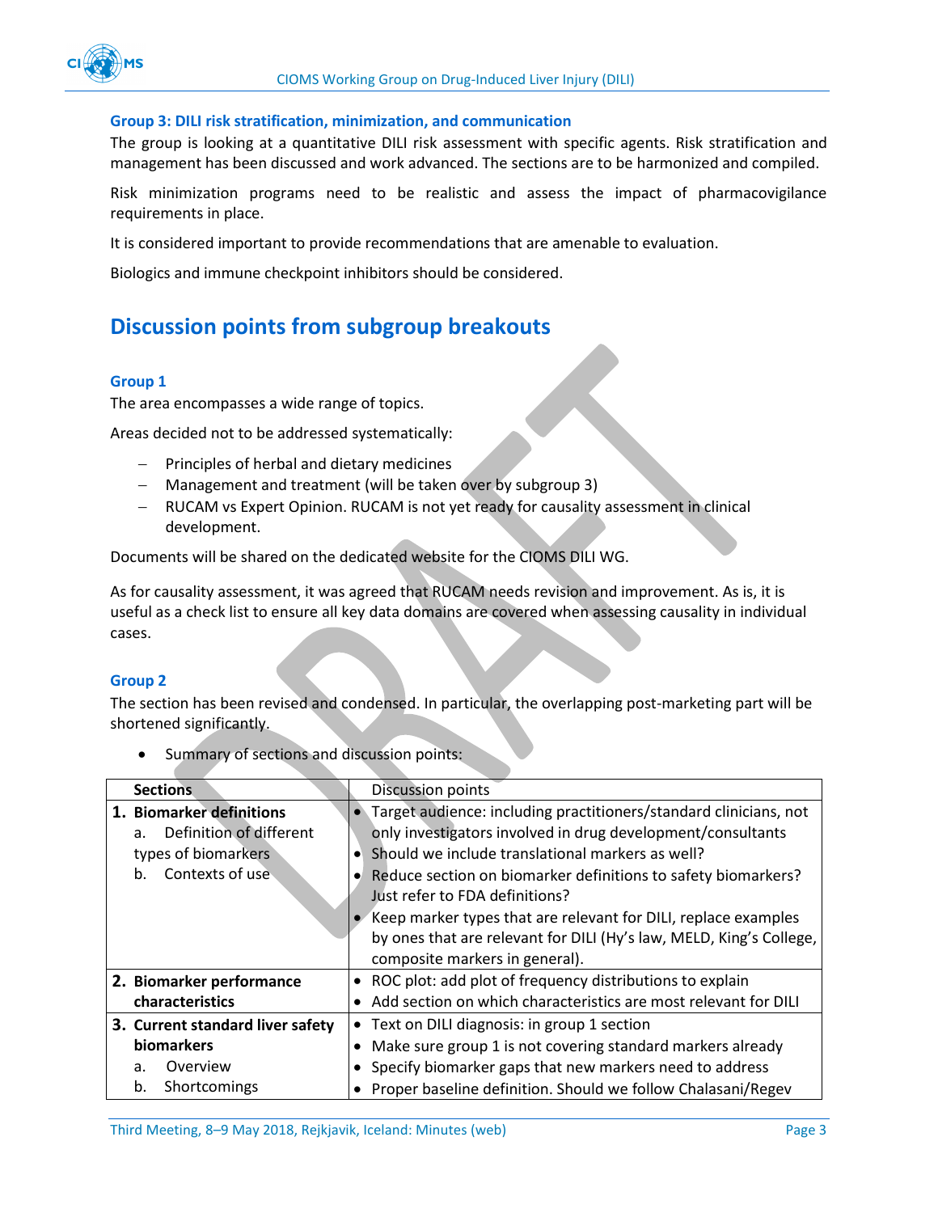### Group 3: DILI risk stratification, minimization, and communication

The group is looking at a quantitative DILI risk assessment with specific agents. Risk stratification and management has been discussed and work advanced. The sections are to be harmonized and compiled.

Risk minimization programs need to be realistic and assess the impact of pharmacovigilance requirements in place.

It is considered important to provide recommendations that are amenable to evaluation.

Biologics and immune checkpoint inhibitors should be considered.

## Discussion points from subgroup breakouts

### Group 1

The area encompasses a wide range of topics.

Areas decided not to be addressed systematically:

- Principles of herbal and dietary medicines
- Management and treatment (will be taken over by subgroup 3)
- RUCAM vs Expert Opinion. RUCAM is not yet ready for causality assessment in clinical development.

Documents will be shared on the dedicated website for the CIOMS DILI WG.

As for causality assessment, it was agreed that RUCAM needs revision and improvement. As is, it is useful as a check list to ensure all key data domains are covered when assessing causality in individual cases.

### Group 2

The section has been revised and condensed. In particular, the overlapping post-marketing part will be shortened significantly.

- Summary of sections and discussion points:

| Sections | Discussion points |
|---|---|
| **1. Biomarker definitions**<br>a. Definition of different types of biomarkers<br>b. Contexts of use | • Target audience: including practitioners/standard clinicians, not only investigators involved in drug development/consultants<br>• Should we include translational markers as well?<br>• Reduce section on biomarker definitions to safety biomarkers? Just refer to FDA definitions?<br>• Keep marker types that are relevant for DILI, replace examples by ones that are relevant for DILI (Hy's law, MELD, King's College, composite markers in general). |
| **2. Biomarker performance characteristics** | • ROC plot: add plot of frequency distributions to explain<br>• Add section on which characteristics are most relevant for DILI |
| **3. Current standard liver safety biomarkers**<br>a. Overview<br>b. Shortcomings | • Text on DILI diagnosis: in group 1 section<br>• Make sure group 1 is not covering standard markers already<br>• Specify biomarker gaps that new markers need to address<br>• Proper baseline definition. Should we follow Chalasani/Regev |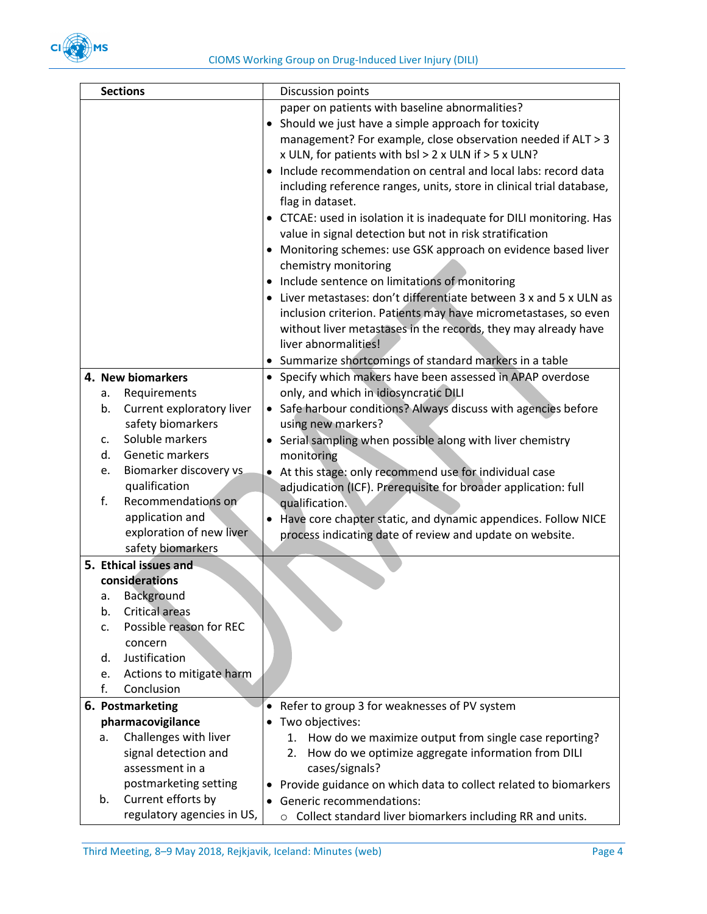| Sections | Discussion points |
|---|---|
| | paper on patients with baseline abnormalities?<br>• Should we just have a simple approach for toxicity management? For example, close observation needed if ALT > 3 x ULN, for patients with bsl > 2 x ULN if > 5 x ULN?<br>• Include recommendation on central and local labs: record data including reference ranges, units, store in clinical trial database, flag in dataset.<br>• CTCAE: used in isolation it is inadequate for DILI monitoring. Has value in signal detection but not in risk stratification<br>• Monitoring schemes: use GSK approach on evidence based liver chemistry monitoring<br>• Include sentence on limitations of monitoring<br>• Liver metastases: don't differentiate between 3 x and 5 x ULN as inclusion criterion. Patients may have micrometastases, so even without liver metastases in the records, they may already have liver abnormalities!<br>• Summarize shortcomings of standard markers in a table |
| **4. New biomarkers**<br>a. Requirements<br>b. Current exploratory liver safety biomarkers<br>c. Soluble markers<br>d. Genetic markers<br>e. Biomarker discovery vs qualification<br>f. Recommendations on application and exploration of new liver safety biomarkers | • Specify which makers have been assessed in APAP overdose only, and which in idiosyncratic DILI<br>• Safe harbour conditions? Always discuss with agencies before using new markers?<br>• Serial sampling when possible along with liver chemistry monitoring<br>• At this stage: only recommend use for individual case adjudication (ICF). Prerequisite for broader application: full qualification.<br>• Have core chapter static, and dynamic appendices. Follow NICE process indicating date of review and update on website. |
| **5. Ethical issues and considerations**<br>a. Background<br>b. Critical areas<br>c. Possible reason for REC concern<br>d. Justification<br>e. Actions to mitigate harm<br>f. Conclusion | |
| **6. Postmarketing pharmacovigilance**<br>a. Challenges with liver signal detection and assessment in a postmarketing setting<br>b. Current efforts by regulatory agencies in US, | • Refer to group 3 for weaknesses of PV system<br>• Two objectives:<br>1. How do we maximize output from single case reporting?<br>2. How do we optimize aggregate information from DILI cases/signals?<br>• Provide guidance on which data to collect related to biomarkers<br>• Generic recommendations:<br>○ Collect standard liver biomarkers including RR and units. |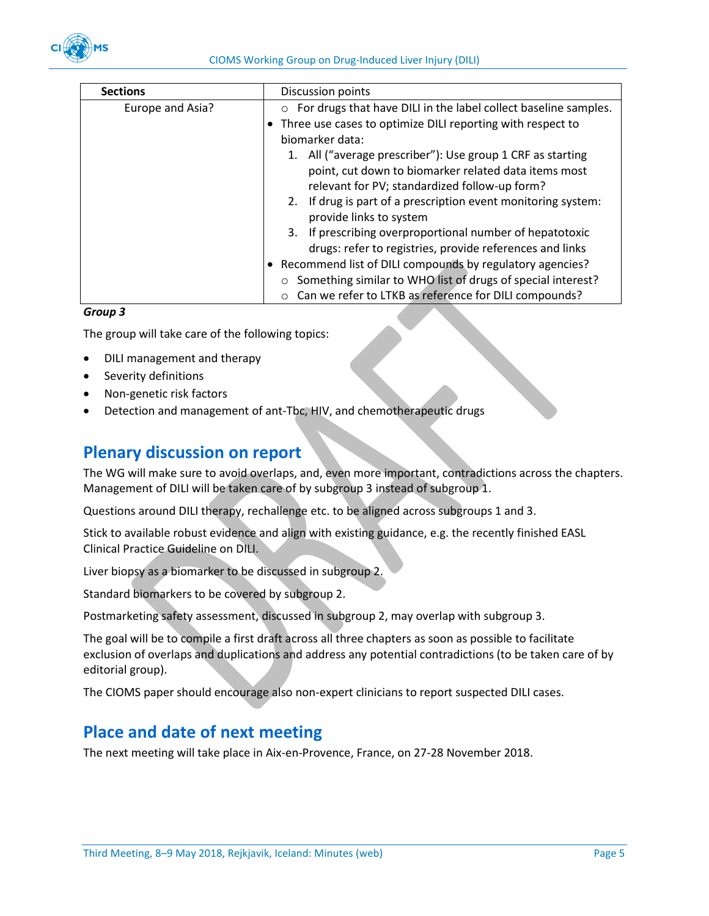| Sections | Discussion points |
|---|---|
| Europe and Asia? | ○ For drugs that have DILI in the label collect baseline samples.<br>• Three use cases to optimize DILI reporting with respect to biomarker data:<br>1. All ("average prescriber"): Use group 1 CRF as starting point, cut down to biomarker related data items most relevant for PV; standardized follow-up form?<br>2. If drug is part of a prescription event monitoring system: provide links to system<br>3. If prescribing overproportional number of hepatotoxic drugs: refer to registries, provide references and links<br>• Recommend list of DILI compounds by regulatory agencies?<br>○ Something similar to WHO list of drugs of special interest?<br>○ Can we refer to LTKB as reference for DILI compounds? |

***Group 3***

The group will take care of the following topics:

- DILI management and therapy
- Severity definitions
- Non-genetic risk factors
- Detection and management of ant-Tbc, HIV, and chemotherapeutic drugs

## Plenary discussion on report

The WG will make sure to avoid overlaps, and, even more important, contradictions across the chapters. Management of DILI will be taken care of by subgroup 3 instead of subgroup 1.

Questions around DILI therapy, rechallenge etc. to be aligned across subgroups 1 and 3.

Stick to available robust evidence and align with existing guidance, e.g. the recently finished EASL Clinical Practice Guideline on DILI.

Liver biopsy as a biomarker to be discussed in subgroup 2.

Standard biomarkers to be covered by subgroup 2.

Postmarketing safety assessment, discussed in subgroup 2, may overlap with subgroup 3.

The goal will be to compile a first draft across all three chapters as soon as possible to facilitate exclusion of overlaps and duplications and address any potential contradictions (to be taken care of by editorial group).

The CIOMS paper should encourage also non-expert clinicians to report suspected DILI cases.

## Place and date of next meeting

The next meeting will take place in Aix-en-Provence, France, on 27-28 November 2018.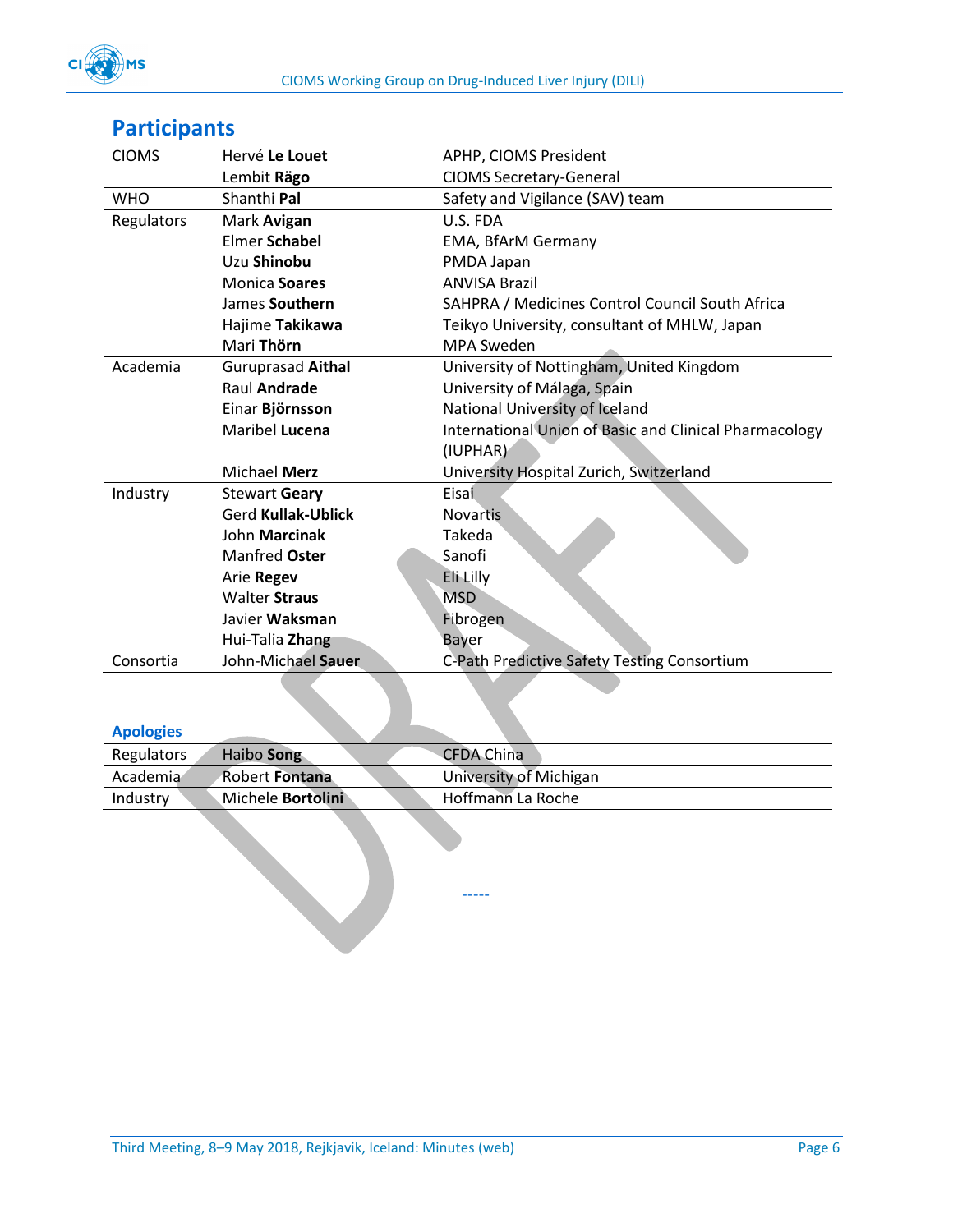## Participants

| | | |
|---|---|---|
| CIOMS | Hervé **Le Louet** | APHP, CIOMS President |
| | Lembit **Rägo** | CIOMS Secretary-General |
| WHO | Shanthi **Pal** | Safety and Vigilance (SAV) team |
| Regulators | Mark **Avigan** | U.S. FDA |
| | Elmer **Schabel** | EMA, BfArM Germany |
| | Uzu **Shinobu** | PMDA Japan |
| | Monica **Soares** | ANVISA Brazil |
| | James **Southern** | SAHPRA / Medicines Control Council South Africa |
| | Hajime **Takikawa** | Teikyo University, consultant of MHLW, Japan |
| | Mari **Thörn** | MPA Sweden |
| Academia | Guruprasad **Aithal** | University of Nottingham, United Kingdom |
| | Raul **Andrade** | University of Málaga, Spain |
| | Einar **Björnsson** | National University of Iceland |
| | Maribel **Lucena** | International Union of Basic and Clinical Pharmacology (IUPHAR) |
| | Michael **Merz** | University Hospital Zurich, Switzerland |
| Industry | Stewart **Geary** | Eisai |
| | Gerd **Kullak-Ublick** | Novartis |
| | John **Marcinak** | Takeda |
| | Manfred **Oster** | Sanofi |
| | Arie **Regev** | Eli Lilly |
| | Walter **Straus** | MSD |
| | Javier **Waksman** | Fibrogen |
| | Hui-Talia **Zhang** | Bayer |
| Consortia | John-Michael **Sauer** | C-Path Predictive Safety Testing Consortium |

### Apologies

| | | |
|---|---|---|
| Regulators | Haibo **Song** | CFDA China |
| Academia | Robert **Fontana** | University of Michigan |
| Industry | Michele **Bortolini** | Hoffmann La Roche |

-----